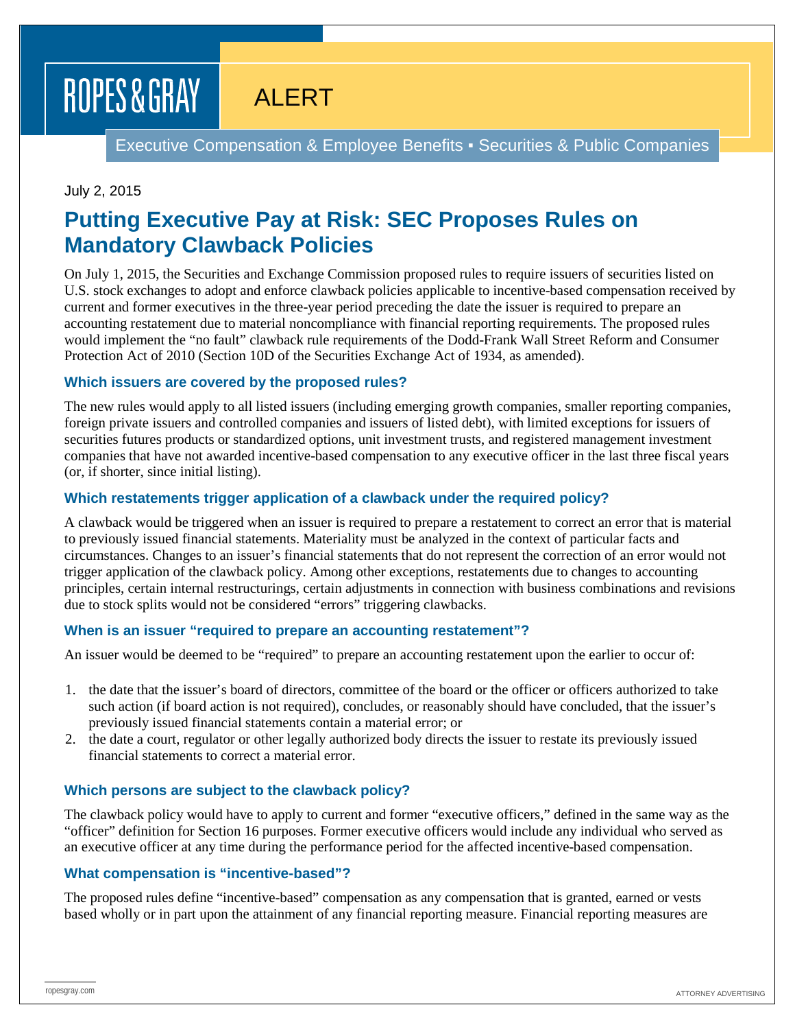# ROPES & GRAY

## ALERT

Executive Compensation & Employee Benefits ▪ Securities & Public Companies

July 2, 2015

# Putting Executive Pay at Risk: SEC Proposes Rules on Mandatory Clawback Policies

On July 1, 2015, the Securities and Exchange Commission proposed rules to require issuers of securities listed on U.S. stock exchanges to adopt and enforce clawback policies applicable to incentive-based compensation received by current and former executives in the three-year period preceding the date the issuer is required to prepare an accounting restatement due to material noncompliance with financial reporting requirements. The proposed rules would implement the "no fault" clawback rule requirements of the Dodd-Frank Wall Street Reform and Consumer Protection Act of 2010 (Section 10D of the Securities Exchange Act of 1934, as amended).

### Which issuers are covered by the proposed rules?

The new rules would apply to all listed issuers (including emerging growth companies, smaller reporting companies, foreign private issuers and controlled companies and issuers of listed debt), with limited exceptions for issuers of securities futures products or standardized options, unit investment trusts, and registered management investment companies that have not awarded incentive-based compensation to any executive officer in the last three fiscal years (or, if shorter, since initial listing).

### Which restatements trigger application of a clawback under the required policy?

A clawback would be triggered when an issuer is required to prepare a restatement to correct an error that is material to previously issued financial statements. Materiality must be analyzed in the context of particular facts and circumstances. Changes to an issuer's financial statements that do not represent the correction of an error would not trigger application of the clawback policy. Among other exceptions, restatements due to changes to accounting principles, certain internal restructurings, certain adjustments in connection with business combinations and revisions due to stock splits would not be considered "errors" triggering clawbacks.

### When is an issuer "required to prepare an accounting restatement"?

An issuer would be deemed to be "required" to prepare an accounting restatement upon the earlier to occur of:

1. the date that the issuer's board of directors, committee of the board or the officer or officers authorized to take such action (if board action is not required), concludes, or reasonably should have concluded, that the issuer's previously issued financial statements contain a material error; or
2. the date a court, regulator or other legally authorized body directs the issuer to restate its previously issued financial statements to correct a material error.

### Which persons are subject to the clawback policy?

The clawback policy would have to apply to current and former "executive officers," defined in the same way as the "officer" definition for Section 16 purposes. Former executive officers would include any individual who served as an executive officer at any time during the performance period for the affected incentive-based compensation.

### What compensation is "incentive-based"?

The proposed rules define "incentive-based" compensation as any compensation that is granted, earned or vests based wholly or in part upon the attainment of any financial reporting measure. Financial reporting measures are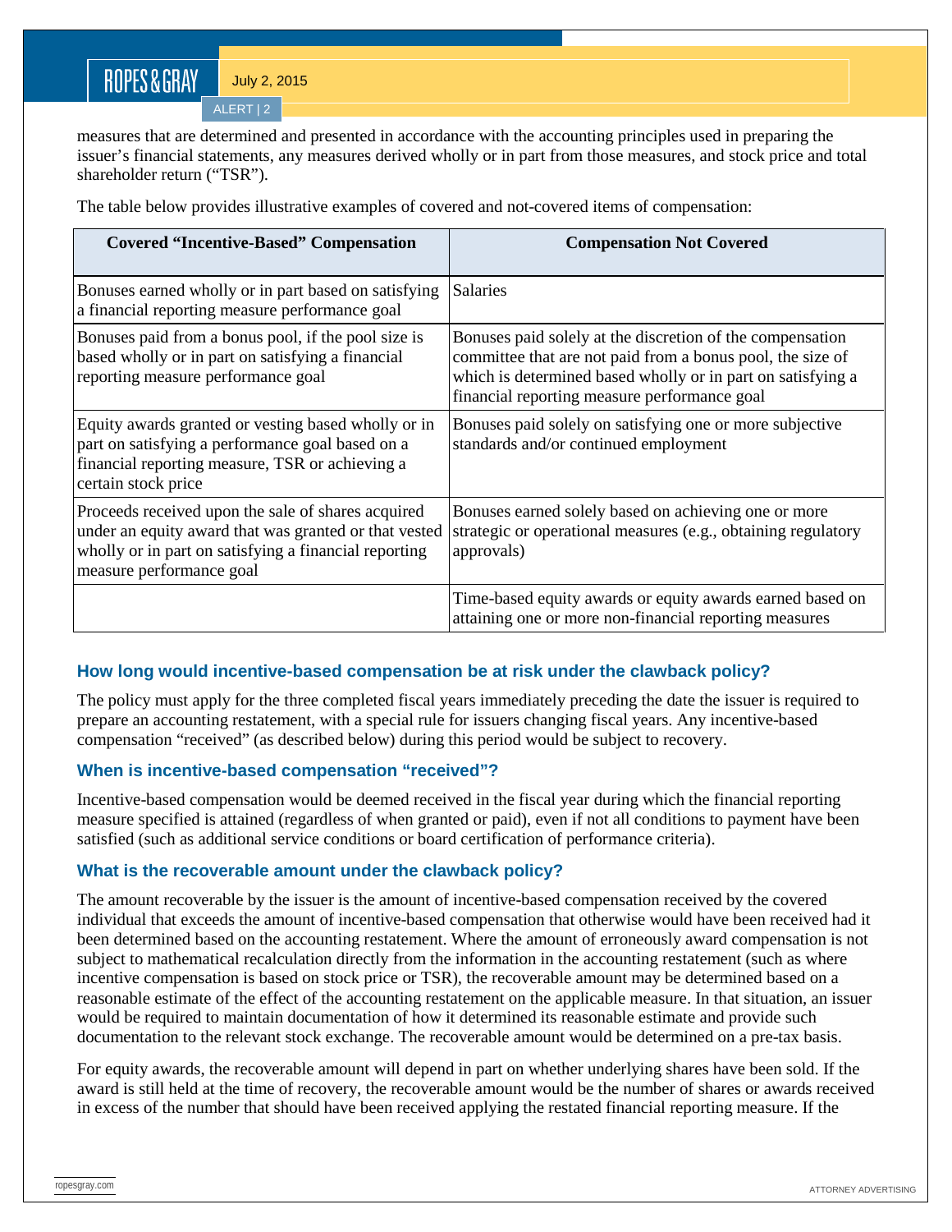measures that are determined and presented in accordance with the accounting principles used in preparing the issuer's financial statements, any measures derived wholly or in part from those measures, and stock price and total shareholder return ("TSR").

The table below provides illustrative examples of covered and not-covered items of compensation:

| Covered "Incentive-Based" Compensation | Compensation Not Covered |
|---|---|
| Bonuses earned wholly or in part based on satisfying a financial reporting measure performance goal | Salaries |
| Bonuses paid from a bonus pool, if the pool size is based wholly or in part on satisfying a financial reporting measure performance goal | Bonuses paid solely at the discretion of the compensation committee that are not paid from a bonus pool, the size of which is determined based wholly or in part on satisfying a financial reporting measure performance goal |
| Equity awards granted or vesting based wholly or in part on satisfying a performance goal based on a financial reporting measure, TSR or achieving a certain stock price | Bonuses paid solely on satisfying one or more subjective standards and/or continued employment |
| Proceeds received upon the sale of shares acquired under an equity award that was granted or that vested wholly or in part on satisfying a financial reporting measure performance goal | Bonuses earned solely based on achieving one or more strategic or operational measures (e.g., obtaining regulatory approvals) |
| | Time-based equity awards or equity awards earned based on attaining one or more non-financial reporting measures |

### How long would incentive-based compensation be at risk under the clawback policy?

The policy must apply for the three completed fiscal years immediately preceding the date the issuer is required to prepare an accounting restatement, with a special rule for issuers changing fiscal years. Any incentive-based compensation "received" (as described below) during this period would be subject to recovery.

### When is incentive-based compensation "received"?

Incentive-based compensation would be deemed received in the fiscal year during which the financial reporting measure specified is attained (regardless of when granted or paid), even if not all conditions to payment have been satisfied (such as additional service conditions or board certification of performance criteria).

### What is the recoverable amount under the clawback policy?

The amount recoverable by the issuer is the amount of incentive-based compensation received by the covered individual that exceeds the amount of incentive-based compensation that otherwise would have been received had it been determined based on the accounting restatement. Where the amount of erroneously award compensation is not subject to mathematical recalculation directly from the information in the accounting restatement (such as where incentive compensation is based on stock price or TSR), the recoverable amount may be determined based on a reasonable estimate of the effect of the accounting restatement on the applicable measure. In that situation, an issuer would be required to maintain documentation of how it determined its reasonable estimate and provide such documentation to the relevant stock exchange. The recoverable amount would be determined on a pre-tax basis.

For equity awards, the recoverable amount will depend in part on whether underlying shares have been sold. If the award is still held at the time of recovery, the recoverable amount would be the number of shares or awards received in excess of the number that should have been received applying the restated financial reporting measure. If the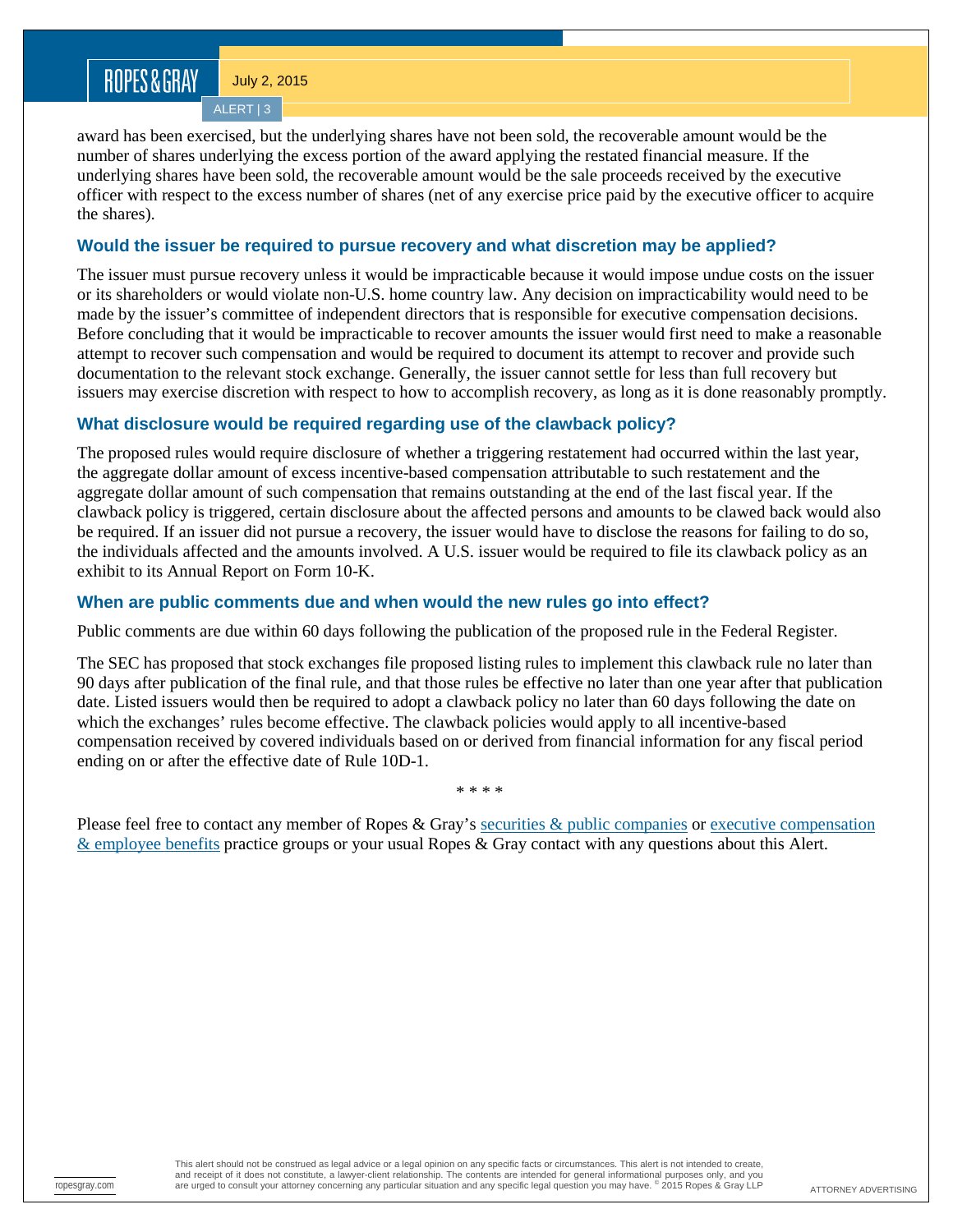award has been exercised, but the underlying shares have not been sold, the recoverable amount would be the number of shares underlying the excess portion of the award applying the restated financial measure. If the underlying shares have been sold, the recoverable amount would be the sale proceeds received by the executive officer with respect to the excess number of shares (net of any exercise price paid by the executive officer to acquire the shares).

### Would the issuer be required to pursue recovery and what discretion may be applied?

The issuer must pursue recovery unless it would be impracticable because it would impose undue costs on the issuer or its shareholders or would violate non-U.S. home country law. Any decision on impracticability would need to be made by the issuer's committee of independent directors that is responsible for executive compensation decisions. Before concluding that it would be impracticable to recover amounts the issuer would first need to make a reasonable attempt to recover such compensation and would be required to document its attempt to recover and provide such documentation to the relevant stock exchange. Generally, the issuer cannot settle for less than full recovery but issuers may exercise discretion with respect to how to accomplish recovery, as long as it is done reasonably promptly.

### What disclosure would be required regarding use of the clawback policy?

The proposed rules would require disclosure of whether a triggering restatement had occurred within the last year, the aggregate dollar amount of excess incentive-based compensation attributable to such restatement and the aggregate dollar amount of such compensation that remains outstanding at the end of the last fiscal year. If the clawback policy is triggered, certain disclosure about the affected persons and amounts to be clawed back would also be required. If an issuer did not pursue a recovery, the issuer would have to disclose the reasons for failing to do so, the individuals affected and the amounts involved. A U.S. issuer would be required to file its clawback policy as an exhibit to its Annual Report on Form 10-K.

### When are public comments due and when would the new rules go into effect?

Public comments are due within 60 days following the publication of the proposed rule in the Federal Register.

The SEC has proposed that stock exchanges file proposed listing rules to implement this clawback rule no later than 90 days after publication of the final rule, and that those rules be effective no later than one year after that publication date. Listed issuers would then be required to adopt a clawback policy no later than 60 days following the date on which the exchanges' rules become effective. The clawback policies would apply to all incentive-based compensation received by covered individuals based on or derived from financial information for any fiscal period ending on or after the effective date of Rule 10D-1.

* * * *

Please feel free to contact any member of Ropes & Gray's securities & public companies or executive compensation & employee benefits practice groups or your usual Ropes & Gray contact with any questions about this Alert.

This alert should not be construed as legal advice or a legal opinion on any specific facts or circumstances. This alert is not intended to create, and receipt of it does not constitute, a lawyer-client relationship. The contents are intended for general informational purposes only, and you are urged to consult your attorney concerning any particular situation and any specific legal question you may have. © 2015 Ropes & Gray LLP

ATTORNEY ADVERTISING